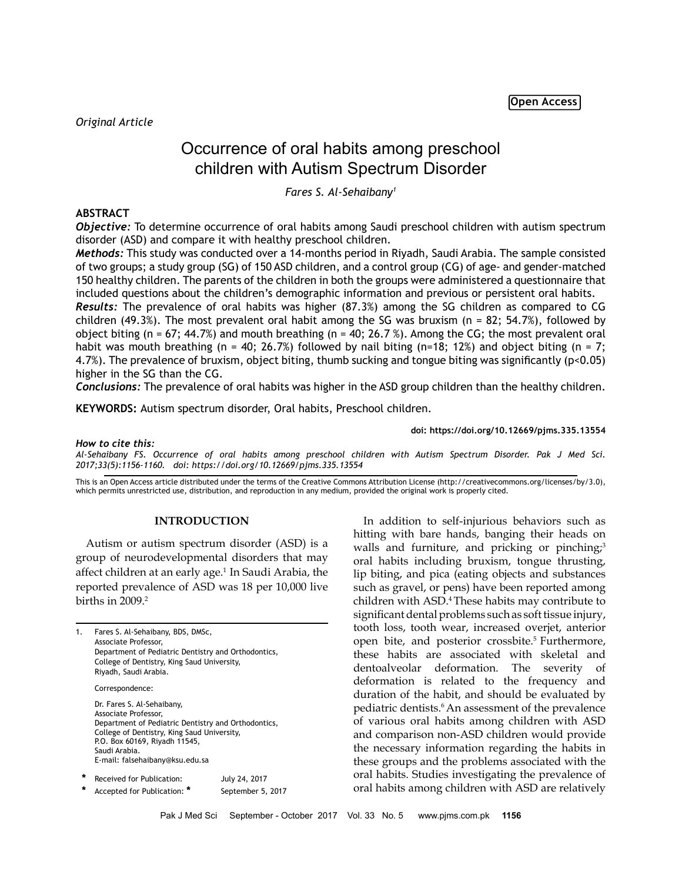Open Access

*Original Article*

# Occurrence of oral habits among preschool children with Autism Spectrum Disorder

*Fares S. Al-Sehaibany[1]*

## ABSTRACT

***Objective:*** To determine occurrence of oral habits among Saudi preschool children with autism spectrum disorder (ASD) and compare it with healthy preschool children.

***Methods:*** This study was conducted over a 14-months period in Riyadh, Saudi Arabia. The sample consisted of two groups; a study group (SG) of 150 ASD children, and a control group (CG) of age- and gender-matched 150 healthy children. The parents of the children in both the groups were administered a questionnaire that included questions about the children's demographic information and previous or persistent oral habits.

***Results:*** The prevalence of oral habits was higher (87.3%) among the SG children as compared to CG children (49.3%). The most prevalent oral habit among the SG was bruxism (n = 82; 54.7%), followed by object biting (n = 67; 44.7%) and mouth breathing (n = 40; 26.7 %). Among the CG; the most prevalent oral habit was mouth breathing (n = 40; 26.7%) followed by nail biting (n=18; 12%) and object biting (n = 7; 4.7%). The prevalence of bruxism, object biting, thumb sucking and tongue biting was significantly ($p<0.05$) higher in the SG than the CG.

***Conclusions:*** The prevalence of oral habits was higher in the ASD group children than the healthy children.

**KEYWORDS:** Autism spectrum disorder, Oral habits, Preschool children.

**doi: https://doi.org/10.12669/pjms.335.13554**

***How to cite this:***
*Al-Sehaibany FS. Occurrence of oral habits among preschool children with Autism Spectrum Disorder. Pak J Med Sci. 2017;33(5):1156-1160. doi: https://doi.org/10.12669/pjms.335.13554*

This is an Open Access article distributed under the terms of the Creative Commons Attribution License (http://creativecommons.org/licenses/by/3.0), which permits unrestricted use, distribution, and reproduction in any medium, provided the original work is properly cited.

## INTRODUCTION

Autism or autism spectrum disorder (ASD) is a group of neurodevelopmental disorders that may affect children at an early age.[1] In Saudi Arabia, the reported prevalence of ASD was 18 per 10,000 live births in 2009.[2]

In addition to self-injurious behaviors such as hitting with bare hands, banging their heads on walls and furniture, and pricking or pinching;[3] oral habits including bruxism, tongue thrusting, lip biting, and pica (eating objects and substances such as gravel, or pens) have been reported among children with ASD.[4] These habits may contribute to significant dental problems such as soft tissue injury, tooth loss, tooth wear, increased overjet, anterior open bite, and posterior crossbite.[5] Furthermore, these habits are associated with skeletal and dentoalveolar deformation. The severity of deformation is related to the frequency and duration of the habit, and should be evaluated by pediatric dentists.[6] An assessment of the prevalence of various oral habits among children with ASD and comparison non-ASD children would provide the necessary information regarding the habits in these groups and the problems associated with the oral habits. Studies investigating the prevalence of oral habits among children with ASD are relatively

---

1. Fares S. Al-Sehaibany, BDS, DMSc,
   Associate Professor,
   Department of Pediatric Dentistry and Orthodontics,
   College of Dentistry, King Saud University,
   Riyadh, Saudi Arabia.

   Correspondence:

   Dr. Fares S. Al-Sehaibany,
   Associate Professor,
   Department of Pediatric Dentistry and Orthodontics,
   College of Dentistry, King Saud University,
   P.O. Box 60169, Riyadh 11545,
   Saudi Arabia.
   E-mail: falsehaibany@ksu.edu.sa

\* Received for Publication: July 24, 2017

\* Accepted for Publication: * September 5, 2017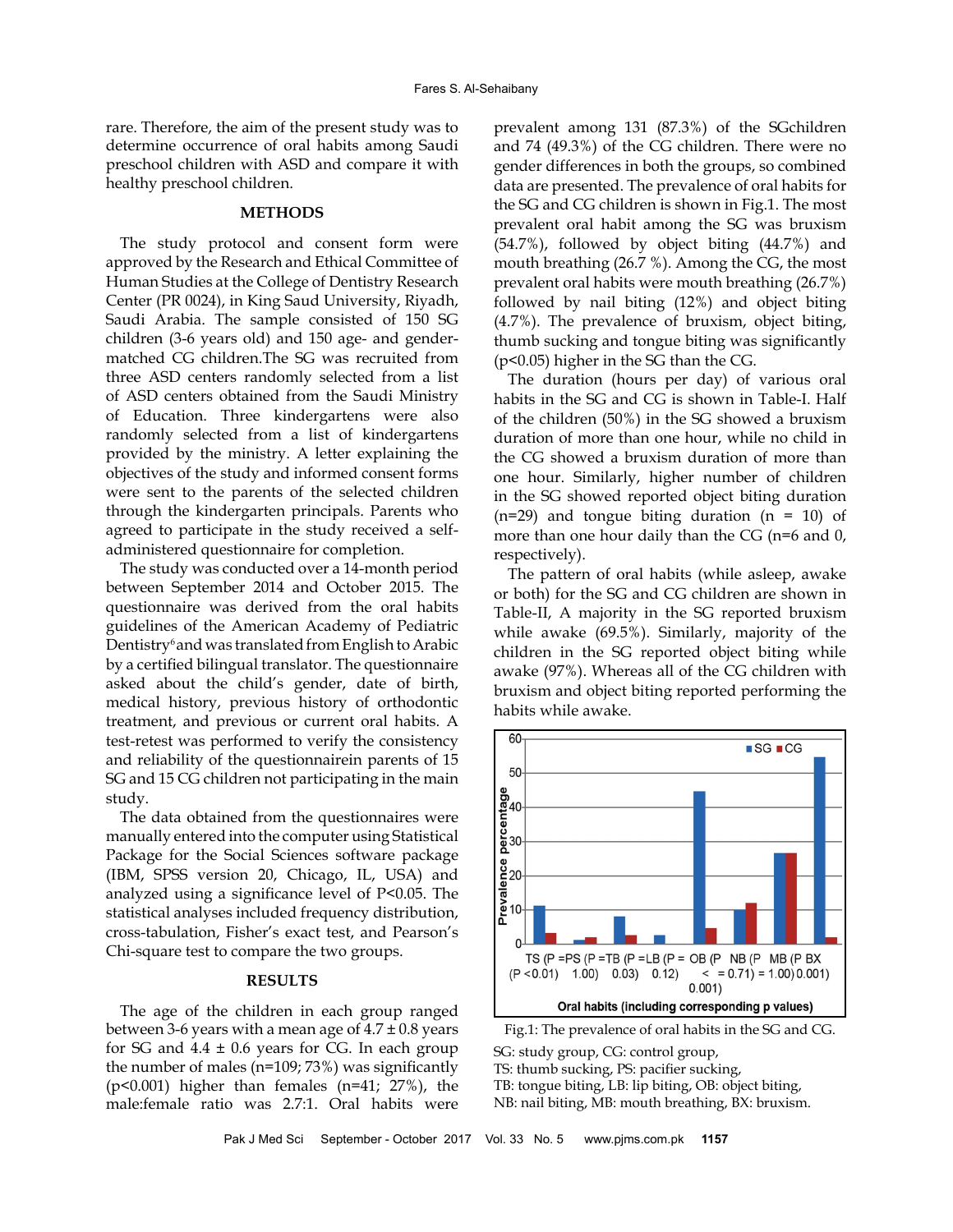rare. Therefore, the aim of the present study was to determine occurrence of oral habits among Saudi preschool children with ASD and compare it with healthy preschool children.

## METHODS

The study protocol and consent form were approved by the Research and Ethical Committee of Human Studies at the College of Dentistry Research Center (PR 0024), in King Saud University, Riyadh, Saudi Arabia. The sample consisted of 150 SG children (3-6 years old) and 150 age- and gender-matched CG children.The SG was recruited from three ASD centers randomly selected from a list of ASD centers obtained from the Saudi Ministry of Education. Three kindergartens were also randomly selected from a list of kindergartens provided by the ministry. A letter explaining the objectives of the study and informed consent forms were sent to the parents of the selected children through the kindergarten principals. Parents who agreed to participate in the study received a self-administered questionnaire for completion.

The study was conducted over a 14-month period between September 2014 and October 2015. The questionnaire was derived from the oral habits guidelines of the American Academy of Pediatric Dentistry[6] and was translated from English to Arabic by a certified bilingual translator. The questionnaire asked about the child's gender, date of birth, medical history, previous history of orthodontic treatment, and previous or current oral habits. A test-retest was performed to verify the consistency and reliability of the questionnairein parents of 15 SG and 15 CG children not participating in the main study.

The data obtained from the questionnaires were manually entered into the computer using Statistical Package for the Social Sciences software package (IBM, SPSS version 20, Chicago, IL, USA) and analyzed using a significance level of $P<0.05$. The statistical analyses included frequency distribution, cross-tabulation, Fisher's exact test, and Pearson's Chi-square test to compare the two groups.

## RESULTS

The age of the children in each group ranged between 3-6 years with a mean age of $4.7 \pm 0.8$ years for SG and $4.4 \pm 0.6$ years for CG. In each group the number of males (n=109; 73%) was significantly ($p<0.001$) higher than females (n=41; 27%), the male:female ratio was 2.7:1. Oral habits were prevalent among 131 (87.3%) of the SGchildren and 74 (49.3%) of the CG children. There were no gender differences in both the groups, so combined data are presented. The prevalence of oral habits for the SG and CG children is shown in Fig.1. The most prevalent oral habit among the SG was bruxism (54.7%), followed by object biting (44.7%) and mouth breathing (26.7 %). Among the CG, the most prevalent oral habits were mouth breathing (26.7%) followed by nail biting (12%) and object biting (4.7%). The prevalence of bruxism, object biting, thumb sucking and tongue biting was significantly ($p<0.05$) higher in the SG than the CG.

The duration (hours per day) of various oral habits in the SG and CG is shown in Table-I. Half of the children (50%) in the SG showed a bruxism duration of more than one hour, while no child in the CG showed a bruxism duration of more than one hour. Similarly, higher number of children in the SG showed reported object biting duration (n=29) and tongue biting duration (n = 10) of more than one hour daily than the CG (n=6 and 0, respectively).

The pattern of oral habits (while asleep, awake or both) for the SG and CG children are shown in Table-II, A majority in the SG reported bruxism while awake (69.5%). Similarly, majority of the children in the SG reported object biting while awake (97%). Whereas all of the CG children with bruxism and object biting reported performing the habits while awake.

Fig.1: The prevalence of oral habits in the SG and CG.

SG: study group, CG: control group,
TS: thumb sucking, PS: pacifier sucking,
TB: tongue biting, LB: lip biting, OB: object biting,
NB: nail biting, MB: mouth breathing, BX: bruxism.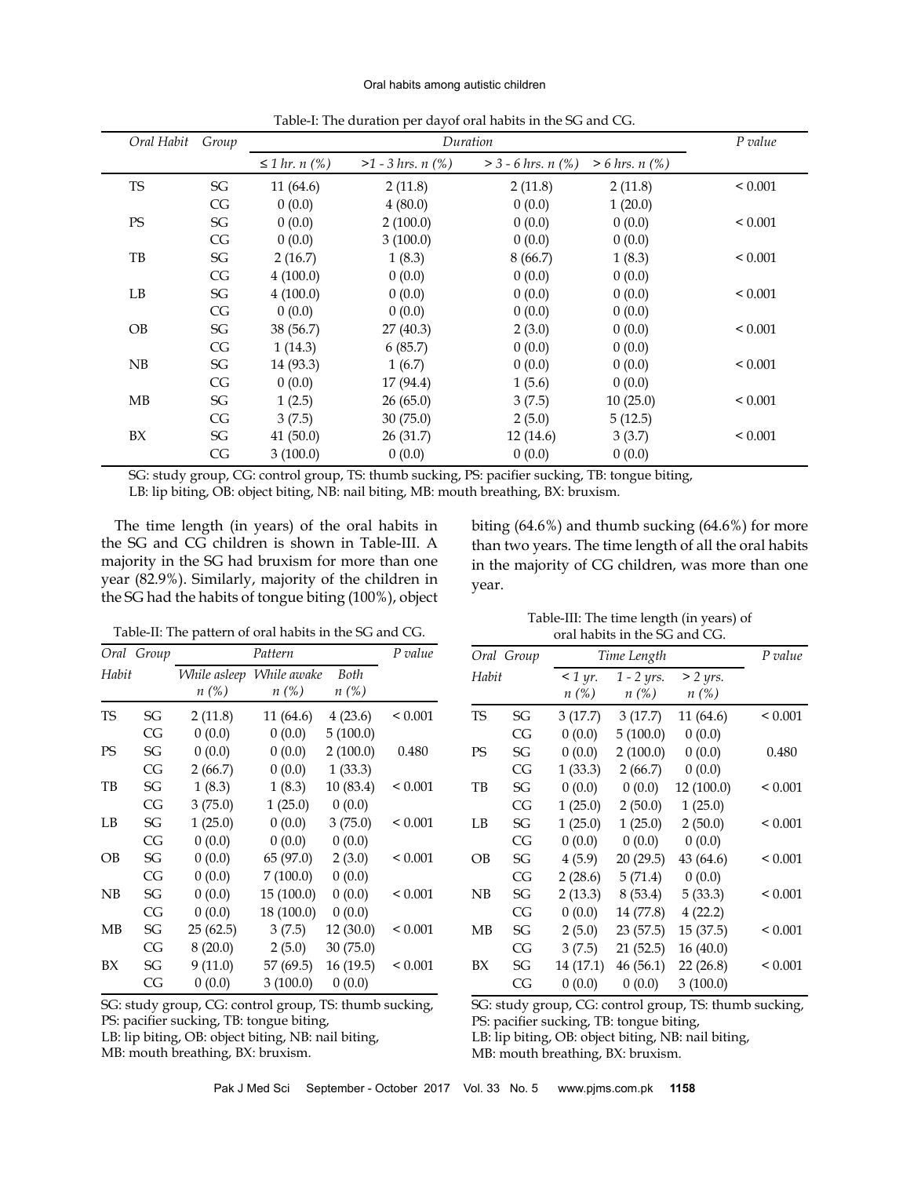Table-I: The duration per dayof oral habits in the SG and CG.

| Oral Habit | Group | Duration | | | | P value |
|---|---|---|---|---|---|---|
| | | ≤ 1 hr. n (%) | >1 - 3 hrs. n (%) | > 3 - 6 hrs. n (%) | > 6 hrs. n (%) | |
| TS | SG | 11 (64.6) | 2 (11.8) | 2 (11.8) | 2 (11.8) | < 0.001 |
| | CG | 0 (0.0) | 4 (80.0) | 0 (0.0) | 1 (20.0) | |
| PS | SG | 0 (0.0) | 2 (100.0) | 0 (0.0) | 0 (0.0) | < 0.001 |
| | CG | 0 (0.0) | 3 (100.0) | 0 (0.0) | 0 (0.0) | |
| TB | SG | 2 (16.7) | 1 (8.3) | 8 (66.7) | 1 (8.3) | < 0.001 |
| | CG | 4 (100.0) | 0 (0.0) | 0 (0.0) | 0 (0.0) | |
| LB | SG | 4 (100.0) | 0 (0.0) | 0 (0.0) | 0 (0.0) | < 0.001 |
| | CG | 0 (0.0) | 0 (0.0) | 0 (0.0) | 0 (0.0) | |
| OB | SG | 38 (56.7) | 27 (40.3) | 2 (3.0) | 0 (0.0) | < 0.001 |
| | CG | 1 (14.3) | 6 (85.7) | 0 (0.0) | 0 (0.0) | |
| NB | SG | 14 (93.3) | 1 (6.7) | 0 (0.0) | 0 (0.0) | < 0.001 |
| | CG | 0 (0.0) | 17 (94.4) | 1 (5.6) | 0 (0.0) | |
| MB | SG | 1 (2.5) | 26 (65.0) | 3 (7.5) | 10 (25.0) | < 0.001 |
| | CG | 3 (7.5) | 30 (75.0) | 2 (5.0) | 5 (12.5) | |
| BX | SG | 41 (50.0) | 26 (31.7) | 12 (14.6) | 3 (3.7) | < 0.001 |
| | CG | 3 (100.0) | 0 (0.0) | 0 (0.0) | 0 (0.0) | |

SG: study group, CG: control group, TS: thumb sucking, PS: pacifier sucking, TB: tongue biting, LB: lip biting, OB: object biting, NB: nail biting, MB: mouth breathing, BX: bruxism.

The time length (in years) of the oral habits in the SG and CG children is shown in Table-III. A majority in the SG had bruxism for more than one year (82.9%). Similarly, majority of the children in the SG had the habits of tongue biting (100%), object biting (64.6%) and thumb sucking (64.6%) for more than two years. The time length of all the oral habits in the majority of CG children, was more than one year.

Table-II: The pattern of oral habits in the SG and CG.

| Oral Habit | Group | Pattern | | | P value |
|---|---|---|---|---|---|
| | | While asleep n (%) | While awake n (%) | Both n (%) | |
| TS | SG | 2 (11.8) | 11 (64.6) | 4 (23.6) | < 0.001 |
| | CG | 0 (0.0) | 0 (0.0) | 5 (100.0) | |
| PS | SG | 0 (0.0) | 0 (0.0) | 2 (100.0) | 0.480 |
| | CG | 2 (66.7) | 0 (0.0) | 1 (33.3) | |
| TB | SG | 1 (8.3) | 1 (8.3) | 10 (83.4) | < 0.001 |
| | CG | 3 (75.0) | 1 (25.0) | 0 (0.0) | |
| LB | SG | 1 (25.0) | 0 (0.0) | 3 (75.0) | < 0.001 |
| | CG | 0 (0.0) | 0 (0.0) | 0 (0.0) | |
| OB | SG | 0 (0.0) | 65 (97.0) | 2 (3.0) | < 0.001 |
| | CG | 0 (0.0) | 7 (100.0) | 0 (0.0) | |
| NB | SG | 0 (0.0) | 15 (100.0) | 0 (0.0) | < 0.001 |
| | CG | 0 (0.0) | 18 (100.0) | 0 (0.0) | |
| MB | SG | 25 (62.5) | 3 (7.5) | 12 (30.0) | < 0.001 |
| | CG | 8 (20.0) | 2 (5.0) | 30 (75.0) | |
| BX | SG | 9 (11.0) | 57 (69.5) | 16 (19.5) | < 0.001 |
| | CG | 0 (0.0) | 3 (100.0) | 0 (0.0) | |

SG: study group, CG: control group, TS: thumb sucking, PS: pacifier sucking, TB: tongue biting, LB: lip biting, OB: object biting, NB: nail biting, MB: mouth breathing, BX: bruxism.

Table-III: The time length (in years) of oral habits in the SG and CG.

| Oral Habit | Group | Time Length | | | P value |
|---|---|---|---|---|---|
| | | < 1 yr. n (%) | 1 - 2 yrs. n (%) | > 2 yrs. n (%) | |
| TS | SG | 3 (17.7) | 3 (17.7) | 11 (64.6) | < 0.001 |
| | CG | 0 (0.0) | 5 (100.0) | 0 (0.0) | |
| PS | SG | 0 (0.0) | 2 (100.0) | 0 (0.0) | 0.480 |
| | CG | 1 (33.3) | 2 (66.7) | 0 (0.0) | |
| TB | SG | 0 (0.0) | 0 (0.0) | 12 (100.0) | < 0.001 |
| | CG | 1 (25.0) | 2 (50.0) | 1 (25.0) | |
| LB | SG | 1 (25.0) | 1 (25.0) | 2 (50.0) | < 0.001 |
| | CG | 0 (0.0) | 0 (0.0) | 0 (0.0) | |
| OB | SG | 4 (5.9) | 20 (29.5) | 43 (64.6) | < 0.001 |
| | CG | 2 (28.6) | 5 (71.4) | 0 (0.0) | |
| NB | SG | 2 (13.3) | 8 (53.4) | 5 (33.3) | < 0.001 |
| | CG | 0 (0.0) | 14 (77.8) | 4 (22.2) | |
| MB | SG | 2 (5.0) | 23 (57.5) | 15 (37.5) | < 0.001 |
| | CG | 3 (7.5) | 21 (52.5) | 16 (40.0) | |
| BX | SG | 14 (17.1) | 46 (56.1) | 22 (26.8) | < 0.001 |
| | CG | 0 (0.0) | 0 (0.0) | 3 (100.0) | |

SG: study group, CG: control group, TS: thumb sucking, PS: pacifier sucking, TB: tongue biting, LB: lip biting, OB: object biting, NB: nail biting, MB: mouth breathing, BX: bruxism.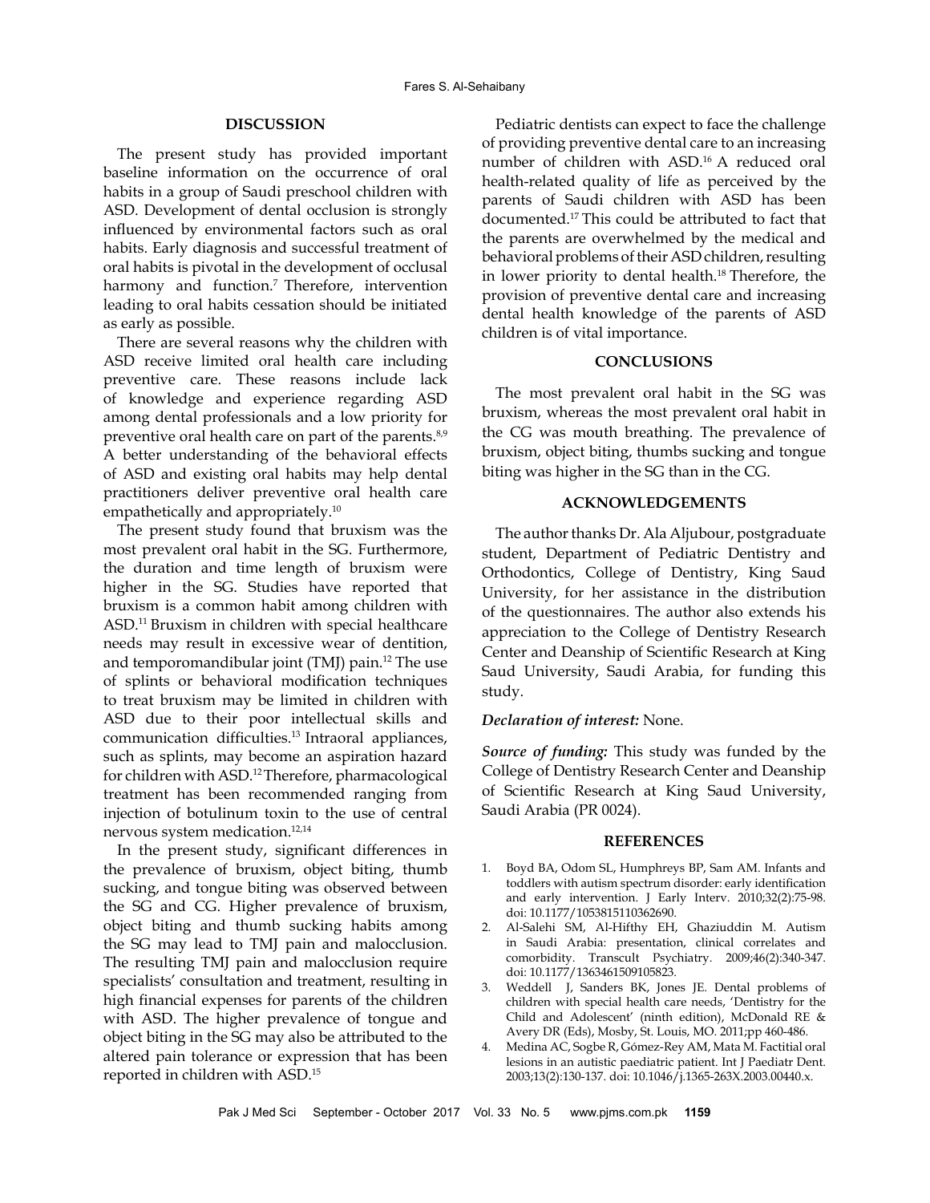## DISCUSSION

The present study has provided important baseline information on the occurrence of oral habits in a group of Saudi preschool children with ASD. Development of dental occlusion is strongly influenced by environmental factors such as oral habits. Early diagnosis and successful treatment of oral habits is pivotal in the development of occlusal harmony and function.[7] Therefore, intervention leading to oral habits cessation should be initiated as early as possible.

There are several reasons why the children with ASD receive limited oral health care including preventive care. These reasons include lack of knowledge and experience regarding ASD among dental professionals and a low priority for preventive oral health care on part of the parents.[8,9] A better understanding of the behavioral effects of ASD and existing oral habits may help dental practitioners deliver preventive oral health care empathetically and appropriately.[10]

The present study found that bruxism was the most prevalent oral habit in the SG. Furthermore, the duration and time length of bruxism were higher in the SG. Studies have reported that bruxism is a common habit among children with ASD.[11] Bruxism in children with special healthcare needs may result in excessive wear of dentition, and temporomandibular joint (TMJ) pain.[12] The use of splints or behavioral modification techniques to treat bruxism may be limited in children with ASD due to their poor intellectual skills and communication difficulties.[13] Intraoral appliances, such as splints, may become an aspiration hazard for children with ASD.[12] Therefore, pharmacological treatment has been recommended ranging from injection of botulinum toxin to the use of central nervous system medication.[12,14]

In the present study, significant differences in the prevalence of bruxism, object biting, thumb sucking, and tongue biting was observed between the SG and CG. Higher prevalence of bruxism, object biting and thumb sucking habits among the SG may lead to TMJ pain and malocclusion. The resulting TMJ pain and malocclusion require specialists' consultation and treatment, resulting in high financial expenses for parents of the children with ASD. The higher prevalence of tongue and object biting in the SG may also be attributed to the altered pain tolerance or expression that has been reported in children with ASD.[15]

Pediatric dentists can expect to face the challenge of providing preventive dental care to an increasing number of children with ASD.[16] A reduced oral health-related quality of life as perceived by the parents of Saudi children with ASD has been documented.[17] This could be attributed to fact that the parents are overwhelmed by the medical and behavioral problems of their ASD children, resulting in lower priority to dental health.[18] Therefore, the provision of preventive dental care and increasing dental health knowledge of the parents of ASD children is of vital importance.

## CONCLUSIONS

The most prevalent oral habit in the SG was bruxism, whereas the most prevalent oral habit in the CG was mouth breathing. The prevalence of bruxism, object biting, thumbs sucking and tongue biting was higher in the SG than in the CG.

## ACKNOWLEDGEMENTS

The author thanks Dr. Ala Aljubour, postgraduate student, Department of Pediatric Dentistry and Orthodontics, College of Dentistry, King Saud University, for her assistance in the distribution of the questionnaires. The author also extends his appreciation to the College of Dentistry Research Center and Deanship of Scientific Research at King Saud University, Saudi Arabia, for funding this study.

***Declaration of interest:*** None.

***Source of funding:*** This study was funded by the College of Dentistry Research Center and Deanship of Scientific Research at King Saud University, Saudi Arabia (PR 0024).

## REFERENCES

1. Boyd BA, Odom SL, Humphreys BP, Sam AM. Infants and toddlers with autism spectrum disorder: early identification and early intervention. J Early Interv. 2010;32(2):75-98. doi: 10.1177/1053815110362690.
2. Al-Salehi SM, Al-Hifthy EH, Ghaziuddin M. Autism in Saudi Arabia: presentation, clinical correlates and comorbidity. Transcult Psychiatry. 2009;46(2):340-347. doi: 10.1177/1363461509105823.
3. Weddell J, Sanders BK, Jones JE. Dental problems of children with special health care needs, 'Dentistry for the Child and Adolescent' (ninth edition), McDonald RE & Avery DR (Eds), Mosby, St. Louis, MO. 2011;pp 460-486.
4. Medina AC, Sogbe R, Gómez-Rey AM, Mata M. Factitial oral lesions in an autistic paediatric patient. Int J Paediatr Dent. 2003;13(2):130-137. doi: 10.1046/j.1365-263X.2003.00440.x.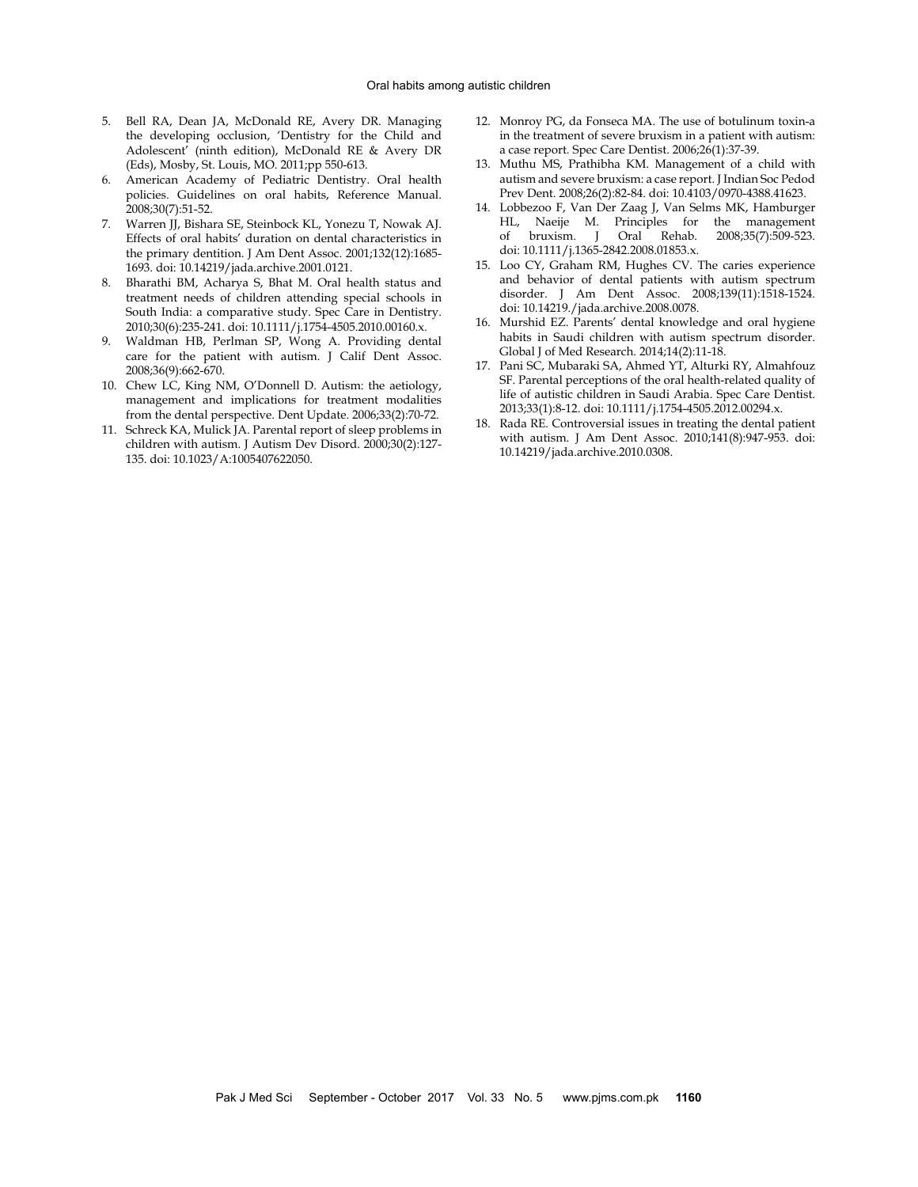5. Bell RA, Dean JA, McDonald RE, Avery DR. Managing the developing occlusion, 'Dentistry for the Child and Adolescent' (ninth edition), McDonald RE & Avery DR (Eds), Mosby, St. Louis, MO. 2011;pp 550-613.
6. American Academy of Pediatric Dentistry. Oral health policies. Guidelines on oral habits, Reference Manual. 2008;30(7):51-52.
7. Warren JJ, Bishara SE, Steinbock KL, Yonezu T, Nowak AJ. Effects of oral habits' duration on dental characteristics in the primary dentition. J Am Dent Assoc. 2001;132(12):1685-1693. doi: 10.14219/jada.archive.2001.0121.
8. Bharathi BM, Acharya S, Bhat M. Oral health status and treatment needs of children attending special schools in South India: a comparative study. Spec Care in Dentistry. 2010;30(6):235-241. doi: 10.1111/j.1754-4505.2010.00160.x.
9. Waldman HB, Perlman SP, Wong A. Providing dental care for the patient with autism. J Calif Dent Assoc. 2008;36(9):662-670.
10. Chew LC, King NM, O'Donnell D. Autism: the aetiology, management and implications for treatment modalities from the dental perspective. Dent Update. 2006;33(2):70-72.
11. Schreck KA, Mulick JA. Parental report of sleep problems in children with autism. J Autism Dev Disord. 2000;30(2):127-135. doi: 10.1023/A:1005407622050.
12. Monroy PG, da Fonseca MA. The use of botulinum toxin-a in the treatment of severe bruxism in a patient with autism: a case report. Spec Care Dentist. 2006;26(1):37-39.
13. Muthu MS, Prathibha KM. Management of a child with autism and severe bruxism: a case report. J Indian Soc Pedod Prev Dent. 2008;26(2):82-84. doi: 10.4103/0970-4388.41623.
14. Lobbezoo F, Van Der Zaag J, Van Selms MK, Hamburger HL, Naeije M. Principles for the management of bruxism. J Oral Rehab. 2008;35(7):509-523. doi: 10.1111/j.1365-2842.2008.01853.x.
15. Loo CY, Graham RM, Hughes CV. The caries experience and behavior of dental patients with autism spectrum disorder. J Am Dent Assoc. 2008;139(11):1518-1524. doi: 10.14219./jada.archive.2008.0078.
16. Murshid EZ. Parents' dental knowledge and oral hygiene habits in Saudi children with autism spectrum disorder. Global J of Med Research. 2014;14(2):11-18.
17. Pani SC, Mubaraki SA, Ahmed YT, Alturki RY, Almahfouz SF. Parental perceptions of the oral health-related quality of life of autistic children in Saudi Arabia. Spec Care Dentist. 2013;33(1):8-12. doi: 10.1111/j.1754-4505.2012.00294.x.
18. Rada RE. Controversial issues in treating the dental patient with autism. J Am Dent Assoc. 2010;141(8):947-953. doi: 10.14219/jada.archive.2010.0308.